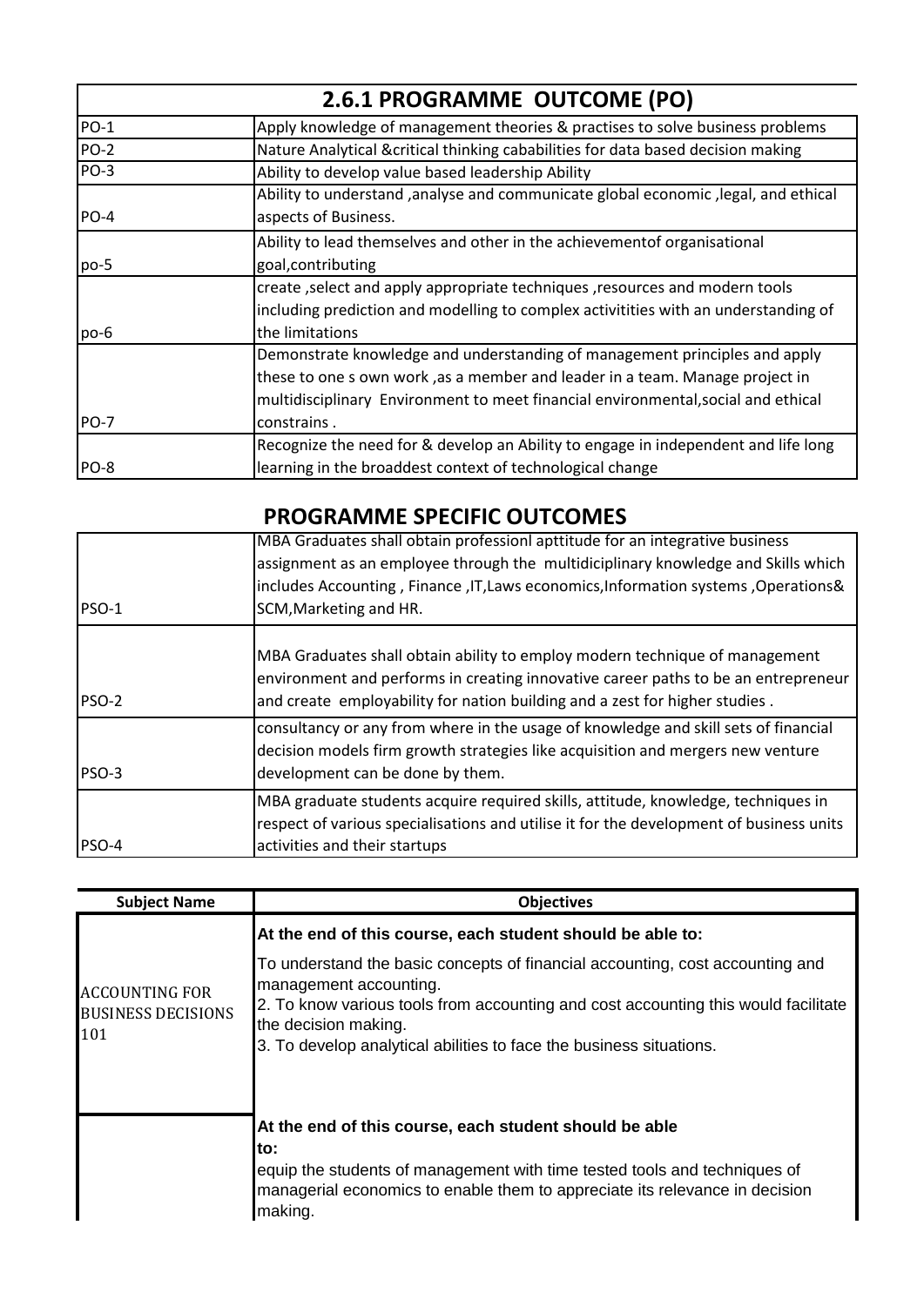## 2.6.1 PROGRAMME OUTCOME (PO)

| | |
|---|---|
| PO-1 | Apply knowledge of management theories & practises to solve business problems |
| PO-2 | Nature Analytical &critical thinking cababilities for data based decision making |
| PO-3 | Ability to develop value based leadership Ability |
| PO-4 | Ability to understand ,analyse and communicate global economic ,legal, and ethical aspects of Business. |
| po-5 | Ability to lead themselves and other in the achievementof organisational goal,contributing |
| po-6 | create ,select and apply appropriate techniques ,resources and modern tools including prediction and modelling to complex activitities with an understanding of the limitations |
| PO-7 | Demonstrate knowledge and understanding of management principles and apply these to one s own work ,as a member and leader in a team. Manage project in multidisciplinary Environment to meet financial environmental,social and ethical constrains . |
| PO-8 | Recognize the need for & develop an Ability to engage in independent and life long learning in the broaddest context of technological change |

## PROGRAMME SPECIFIC OUTCOMES

| | |
|---|---|
| PSO-1 | MBA Graduates shall obtain professionl apttitude for an integrative business assignment as an employee through the multidiciplinary knowledge and Skills which includes Accounting , Finance ,IT,Laws economics,Information systems ,Operations& SCM,Marketing and HR. |
| PSO-2 | MBA Graduates shall obtain ability to employ modern technique of management environment and performs in creating innovative career paths to be an entrepreneur and create employability for nation building and a zest for higher studies . |
| PSO-3 | consultancy or any from where in the usage of knowledge and skill sets of financial decision models firm growth strategies like acquisition and mergers new venture development can be done by them. |
| PSO-4 | MBA graduate students acquire required skills, attitude, knowledge, techniques in respect of various specialisations and utilise it for the development of business units activities and their startups |

| Subject Name | Objectives |
|---|---|
| ACCOUNTING FOR BUSINESS DECISIONS 101 | **At the end of this course, each student should be able to:** To understand the basic concepts of financial accounting, cost accounting and management accounting. 2. To know various tools from accounting and cost accounting this would facilitate the decision making. 3. To develop analytical abilities to face the business situations. |
| | **At the end of this course, each student should be able to:** equip the students of management with time tested tools and techniques of managerial economics to enable them to appreciate its relevance in decision making. |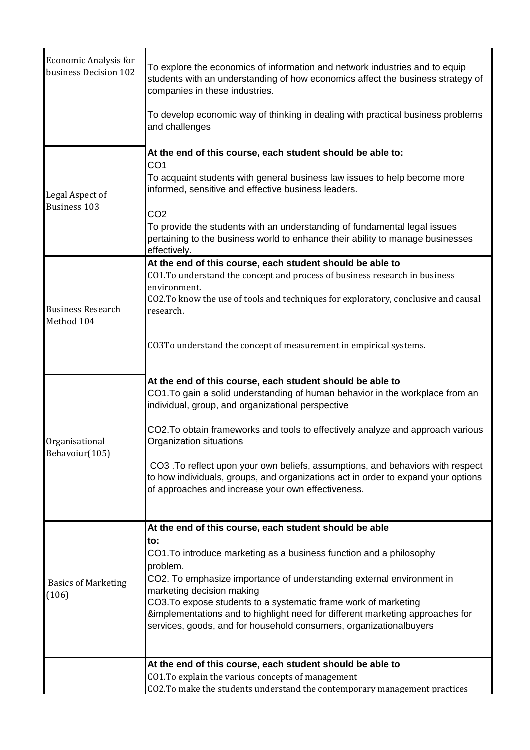| | |
|---|---|
| Economic Analysis for business Decision 102 | To explore the economics of information and network industries and to equip students with an understanding of how economics affect the business strategy of companies in these industries.<br><br>To develop economic way of thinking in dealing with practical business problems and challenges |
| Legal Aspect of Business 103 | **At the end of this course, each student should be able to:**<br>CO1<br>To acquaint students with general business law issues to help become more informed, sensitive and effective business leaders.<br><br>CO2<br>To provide the students with an understanding of fundamental legal issues pertaining to the business world to enhance their ability to manage businesses effectively. |
| Business Research Method 104 | **At the end of this course, each student should be able to**<br>CO1.To understand the concept and process of business research in business environment.<br>CO2.To know the use of tools and techniques for exploratory, conclusive and causal research.<br><br>CO3To understand the concept of measurement in empirical systems. |
| Organisational Behavoiur(105) | **At the end of this course, each student should be able to**<br>CO1.To gain a solid understanding of human behavior in the workplace from an individual, group, and organizational perspective<br><br>CO2.To obtain frameworks and tools to effectively analyze and approach various Organization situations<br><br>CO3 .To reflect upon your own beliefs, assumptions, and behaviors with respect to how individuals, groups, and organizations act in order to expand your options of approaches and increase your own effectiveness. |
| Basics of Marketing (106) | **At the end of this course, each student should be able to:**<br>CO1.To introduce marketing as a business function and a philosophy problem.<br>CO2. To emphasize importance of understanding external environment in marketing decision making<br>CO3.To expose students to a systematic frame work of marketing &implementations and to highlight need for different marketing approaches for services, goods, and for household consumers, organizationalbuyers |
| | **At the end of this course, each student should be able to**<br>CO1.To explain the various concepts of management<br>CO2.To make the students understand the contemporary management practices |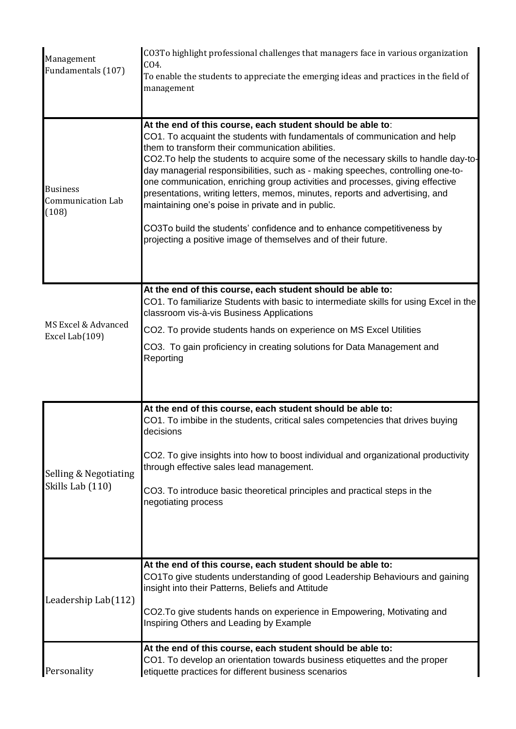| | |
|---|---|
| Management Fundamentals (107) | CO3To highlight professional challenges that managers face in various organization<br>CO4.<br>To enable the students to appreciate the emerging ideas and practices in the field of management |
| Business Communication Lab (108) | **At the end of this course, each student should be able to**:<br>CO1. To acquaint the students with fundamentals of communication and help them to transform their communication abilities.<br>CO2.To help the students to acquire some of the necessary skills to handle day-to-day managerial responsibilities, such as - making speeches, controlling one-to-one communication, enriching group activities and processes, giving effective presentations, writing letters, memos, minutes, reports and advertising, and maintaining one's poise in private and in public.<br>CO3To build the students' confidence and to enhance competitiveness by projecting a positive image of themselves and of their future. |
| MS Excel & Advanced Excel Lab(109) | **At the end of this course, each student should be able to:**<br>CO1. To familiarize Students with basic to intermediate skills for using Excel in the classroom vis-à-vis Business Applications<br>CO2. To provide students hands on experience on MS Excel Utilities<br>CO3. To gain proficiency in creating solutions for Data Management and Reporting |
| Selling & Negotiating Skills Lab (110) | **At the end of this course, each student should be able to:**<br>CO1. To imbibe in the students, critical sales competencies that drives buying decisions<br>CO2. To give insights into how to boost individual and organizational productivity through effective sales lead management.<br>CO3. To introduce basic theoretical principles and practical steps in the negotiating process |
| Leadership Lab(112) | **At the end of this course, each student should be able to:**<br>CO1To give students understanding of good Leadership Behaviours and gaining insight into their Patterns, Beliefs and Attitude<br>CO2.To give students hands on experience in Empowering, Motivating and Inspiring Others and Leading by Example |
| Personality | **At the end of this course, each student should be able to:**<br>CO1. To develop an orientation towards business etiquettes and the proper etiquette practices for different business scenarios |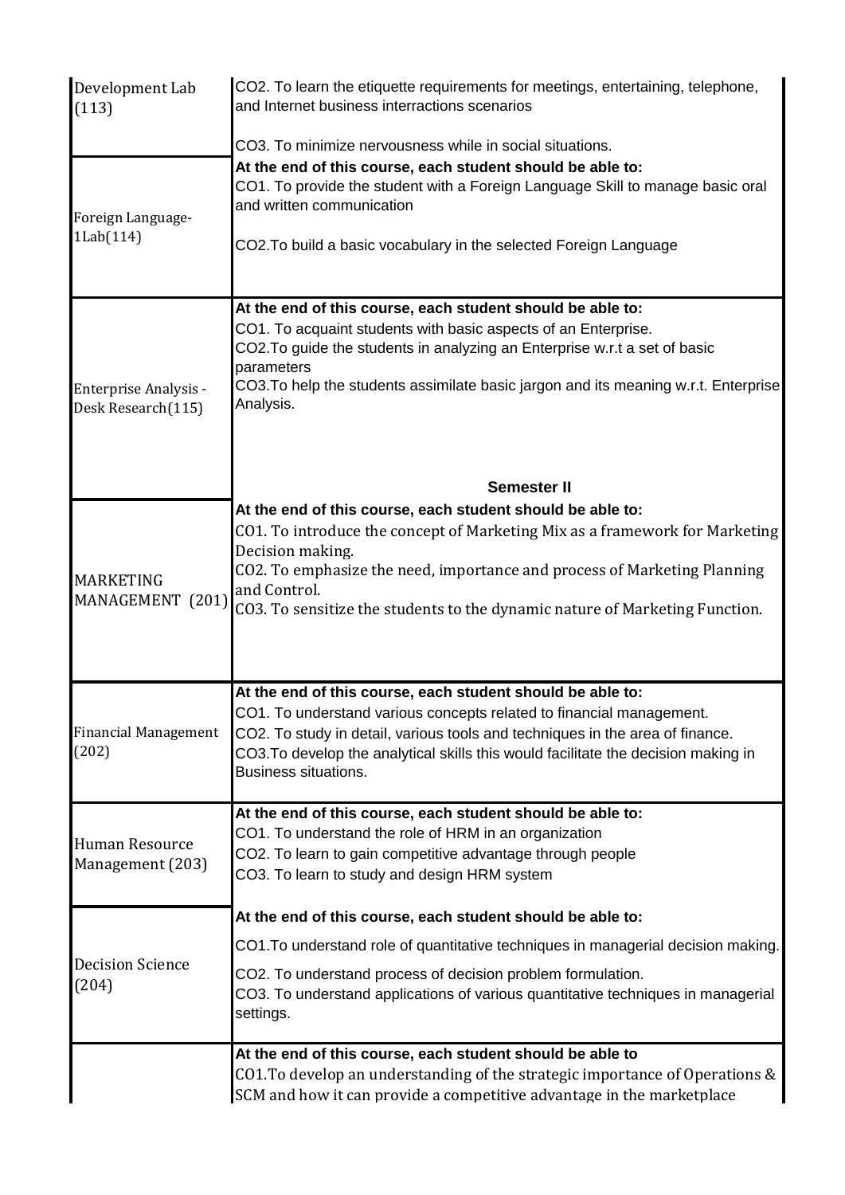| | |
|---|---|
| Development Lab (113) | CO2. To learn the etiquette requirements for meetings, entertaining, telephone, and Internet business interractions scenarios<br><br>CO3. To minimize nervousness while in social situations. |
| Foreign Language-1Lab(114) | **At the end of this course, each student should be able to:**<br>CO1. To provide the student with a Foreign Language Skill to manage basic oral and written communication<br><br>CO2.To build a basic vocabulary in the selected Foreign Language |
| Enterprise Analysis - Desk Research(115) | **At the end of this course, each student should be able to:**<br>CO1. To acquaint students with basic aspects of an Enterprise.<br>CO2.To guide the students in analyzing an Enterprise w.r.t a set of basic parameters<br>CO3.To help the students assimilate basic jargon and its meaning w.r.t. Enterprise Analysis.<br><br>**Semester II** |
| MARKETING MANAGEMENT (201) | **At the end of this course, each student should be able to:**<br>CO1. To introduce the concept of Marketing Mix as a framework for Marketing Decision making.<br>CO2. To emphasize the need, importance and process of Marketing Planning and Control.<br>CO3. To sensitize the students to the dynamic nature of Marketing Function. |
| Financial Management (202) | **At the end of this course, each student should be able to:**<br>CO1. To understand various concepts related to financial management.<br>CO2. To study in detail, various tools and techniques in the area of finance.<br>CO3.To develop the analytical skills this would facilitate the decision making in Business situations. |
| Human Resource Management (203) | **At the end of this course, each student should be able to:**<br>CO1. To understand the role of HRM in an organization<br>CO2. To learn to gain competitive advantage through people<br>CO3. To learn to study and design HRM system |
| Decision Science (204) | **At the end of this course, each student should be able to:**<br>CO1.To understand role of quantitative techniques in managerial decision making.<br>CO2. To understand process of decision problem formulation.<br>CO3. To understand applications of various quantitative techniques in managerial settings. |
| | **At the end of this course, each student should be able to**<br>CO1.To develop an understanding of the strategic importance of Operations & SCM and how it can provide a competitive advantage in the marketplace |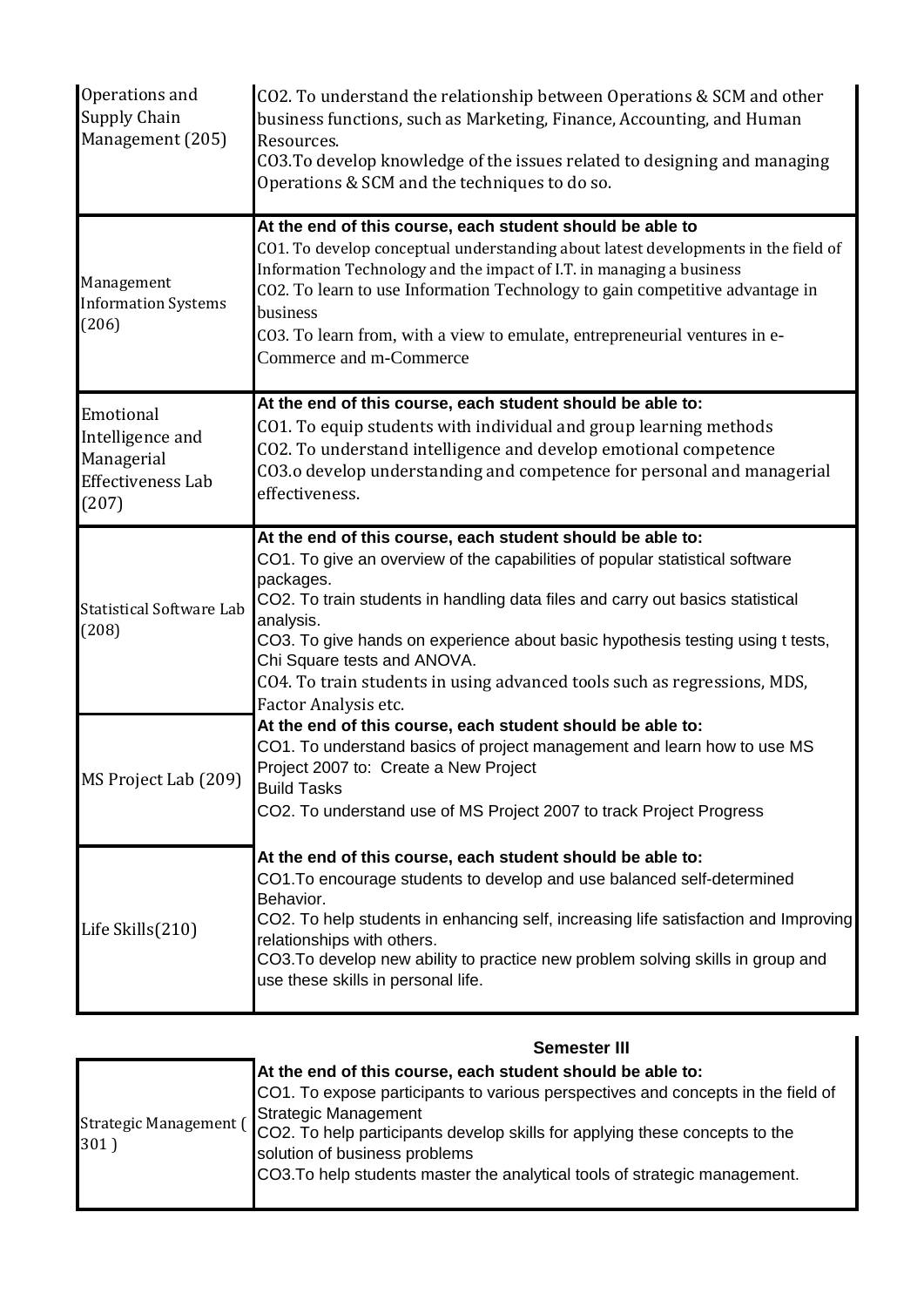| | |
|---|---|
| Operations and Supply Chain Management (205) | CO2. To understand the relationship between Operations & SCM and other business functions, such as Marketing, Finance, Accounting, and Human Resources.<br>CO3.To develop knowledge of the issues related to designing and managing Operations & SCM and the techniques to do so. |
| Management Information Systems (206) | **At the end of this course, each student should be able to**<br>CO1. To develop conceptual understanding about latest developments in the field of Information Technology and the impact of I.T. in managing a business<br>CO2. To learn to use Information Technology to gain competitive advantage in business<br>CO3. To learn from, with a view to emulate, entrepreneurial ventures in e-Commerce and m-Commerce |
| Emotional Intelligence and Managerial Effectiveness Lab (207) | **At the end of this course, each student should be able to:**<br>CO1. To equip students with individual and group learning methods<br>CO2. To understand intelligence and develop emotional competence<br>CO3.o develop understanding and competence for personal and managerial effectiveness. |
| Statistical Software Lab (208) | **At the end of this course, each student should be able to:**<br>CO1. To give an overview of the capabilities of popular statistical software packages.<br>CO2. To train students in handling data files and carry out basics statistical analysis.<br>CO3. To give hands on experience about basic hypothesis testing using t tests, Chi Square tests and ANOVA.<br>CO4. To train students in using advanced tools such as regressions, MDS, Factor Analysis etc. |
| MS Project Lab (209) | **At the end of this course, each student should be able to:**<br>CO1. To understand basics of project management and learn how to use MS Project 2007 to: Create a New Project<br>Build Tasks<br>CO2. To understand use of MS Project 2007 to track Project Progress |
| Life Skills(210) | **At the end of this course, each student should be able to:**<br>CO1.To encourage students to develop and use balanced self-determined Behavior.<br>CO2. To help students in enhancing self, increasing life satisfaction and Improving relationships with others.<br>CO3.To develop new ability to practice new problem solving skills in group and use these skills in personal life. |

## Semester III

| | |
|---|---|
| Strategic Management ( 301 ) | **At the end of this course, each student should be able to:**<br>CO1. To expose participants to various perspectives and concepts in the field of Strategic Management<br>CO2. To help participants develop skills for applying these concepts to the solution of business problems<br>CO3.To help students master the analytical tools of strategic management. |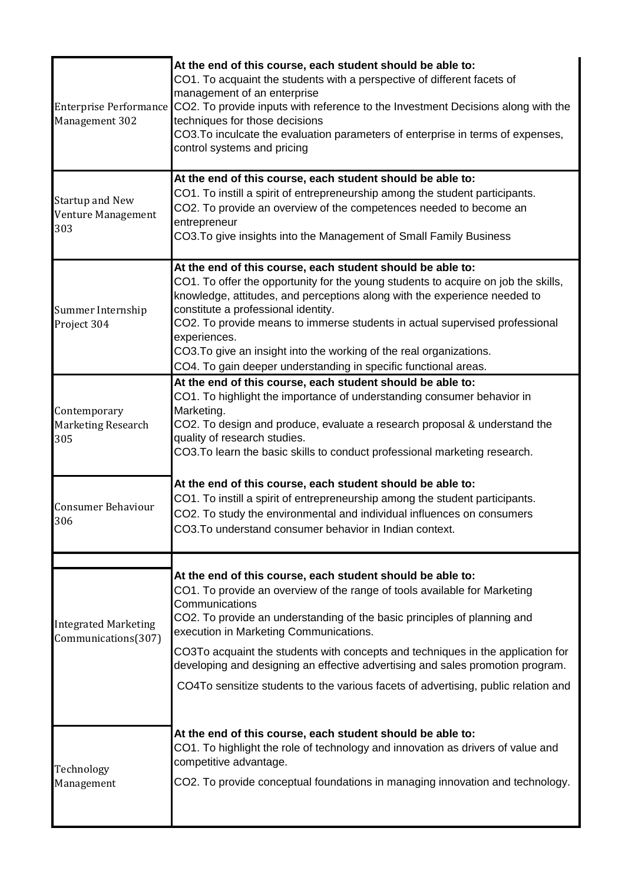| Course | Course Outcomes |
|---|---|
| Enterprise Performance Management 302 | **At the end of this course, each student should be able to:**<br>CO1. To acquaint the students with a perspective of different facets of management of an enterprise<br>CO2. To provide inputs with reference to the Investment Decisions along with the techniques for those decisions<br>CO3.To inculcate the evaluation parameters of enterprise in terms of expenses, control systems and pricing |
| Startup and New Venture Management 303 | **At the end of this course, each student should be able to:**<br>CO1. To instill a spirit of entrepreneurship among the student participants.<br>CO2. To provide an overview of the competences needed to become an entrepreneur<br>CO3.To give insights into the Management of Small Family Business |
| Summer Internship Project 304 | **At the end of this course, each student should be able to:**<br>CO1. To offer the opportunity for the young students to acquire on job the skills, knowledge, attitudes, and perceptions along with the experience needed to constitute a professional identity.<br>CO2. To provide means to immerse students in actual supervised professional experiences.<br>CO3.To give an insight into the working of the real organizations.<br>CO4. To gain deeper understanding in specific functional areas. |
| Contemporary Marketing Research 305 | **At the end of this course, each student should be able to:**<br>CO1. To highlight the importance of understanding consumer behavior in Marketing.<br>CO2. To design and produce, evaluate a research proposal & understand the quality of research studies.<br>CO3.To learn the basic skills to conduct professional marketing research. |
| Consumer Behaviour 306 | **At the end of this course, each student should be able to:**<br>CO1. To instill a spirit of entrepreneurship among the student participants.<br>CO2. To study the environmental and individual influences on consumers<br>CO3.To understand consumer behavior in Indian context. |
| | |
| Integrated Marketing Communications(307) | **At the end of this course, each student should be able to:**<br>CO1. To provide an overview of the range of tools available for Marketing Communications<br>CO2. To provide an understanding of the basic principles of planning and execution in Marketing Communications.<br>CO3To acquaint the students with concepts and techniques in the application for developing and designing an effective advertising and sales promotion program.<br>CO4To sensitize students to the various facets of advertising, public relation and |
| Technology Management | **At the end of this course, each student should be able to:**<br>CO1. To highlight the role of technology and innovation as drivers of value and competitive advantage.<br>CO2. To provide conceptual foundations in managing innovation and technology. |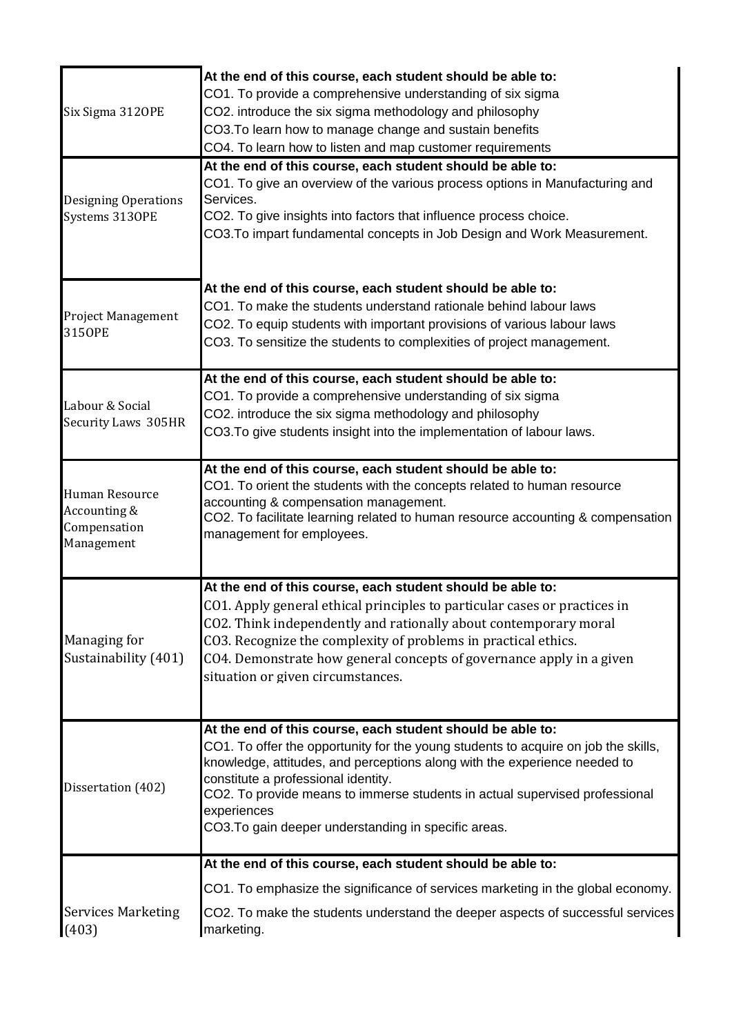| | |
|---|---|
| Six Sigma 312OPE | At the end of this course, each student should be able to:<br>CO1. To provide a comprehensive understanding of six sigma<br>CO2. introduce the six sigma methodology and philosophy<br>CO3.To learn how to manage change and sustain benefits<br>CO4. To learn how to listen and map customer requirements |
| Designing Operations Systems 313OPE | At the end of this course, each student should be able to:<br>CO1. To give an overview of the various process options in Manufacturing and Services.<br>CO2. To give insights into factors that influence process choice.<br>CO3.To impart fundamental concepts in Job Design and Work Measurement. |
| Project Management 315OPE | At the end of this course, each student should be able to:<br>CO1. To make the students understand rationale behind labour laws<br>CO2. To equip students with important provisions of various labour laws<br>CO3. To sensitize the students to complexities of project management. |
| Labour & Social Security Laws 305HR | At the end of this course, each student should be able to:<br>CO1. To provide a comprehensive understanding of six sigma<br>CO2. introduce the six sigma methodology and philosophy<br>CO3.To give students insight into the implementation of labour laws. |
| Human Resource Accounting & Compensation Management | At the end of this course, each student should be able to:<br>CO1. To orient the students with the concepts related to human resource accounting & compensation management.<br>CO2. To facilitate learning related to human resource accounting & compensation management for employees. |
| Managing for Sustainability (401) | At the end of this course, each student should be able to:<br>CO1. Apply general ethical principles to particular cases or practices in<br>CO2. Think independently and rationally about contemporary moral<br>CO3. Recognize the complexity of problems in practical ethics.<br>CO4. Demonstrate how general concepts of governance apply in a given situation or given circumstances. |
| Dissertation (402) | At the end of this course, each student should be able to:<br>CO1. To offer the opportunity for the young students to acquire on job the skills, knowledge, attitudes, and perceptions along with the experience needed to constitute a professional identity.<br>CO2. To provide means to immerse students in actual supervised professional experiences<br>CO3.To gain deeper understanding in specific areas. |
| Services Marketing (403) | At the end of this course, each student should be able to:<br>CO1. To emphasize the significance of services marketing in the global economy.<br>CO2. To make the students understand the deeper aspects of successful services marketing. |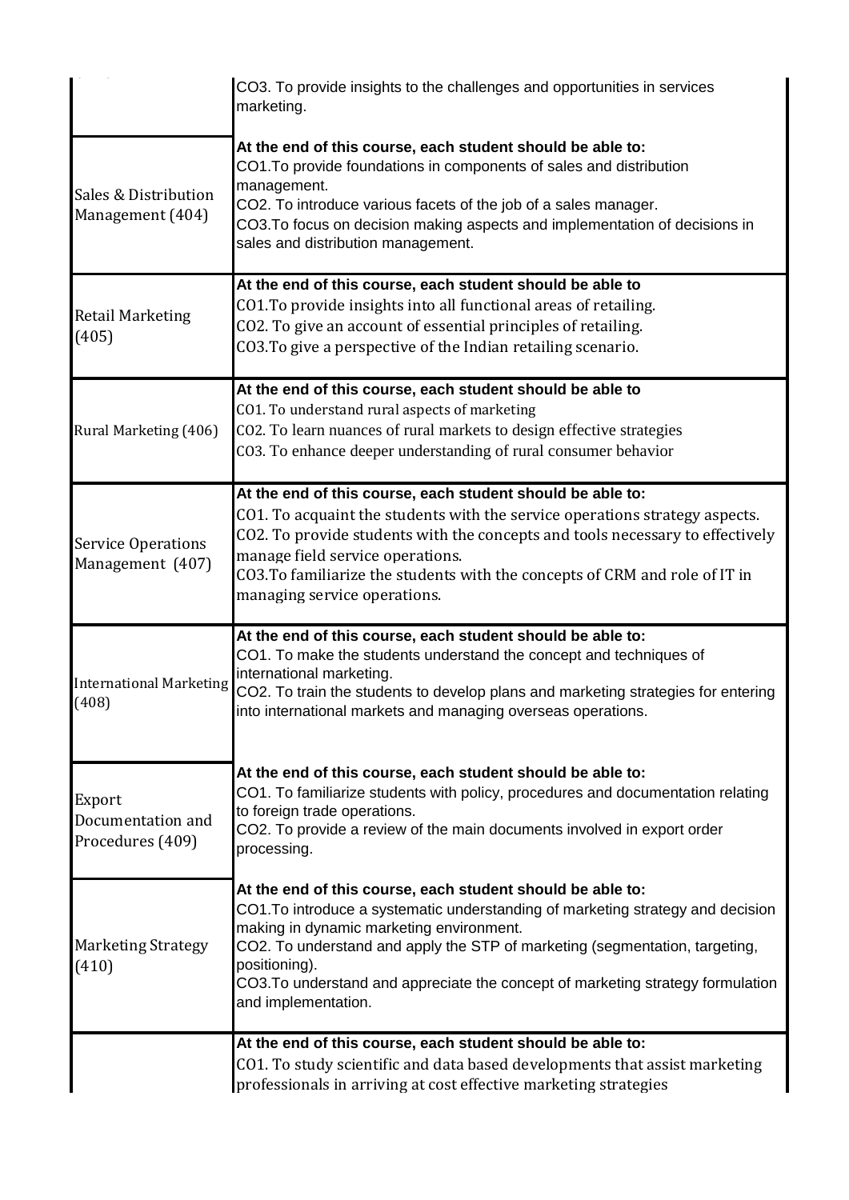| | |
|---|---|
| | CO3. To provide insights to the challenges and opportunities in services marketing. |
| Sales & Distribution Management (404) | **At the end of this course, each student should be able to:**<br>CO1.To provide foundations in components of sales and distribution management.<br>CO2. To introduce various facets of the job of a sales manager.<br>CO3.To focus on decision making aspects and implementation of decisions in sales and distribution management. |
| Retail Marketing (405) | **At the end of this course, each student should be able to**<br>CO1.To provide insights into all functional areas of retailing.<br>CO2. To give an account of essential principles of retailing.<br>CO3.To give a perspective of the Indian retailing scenario. |
| Rural Marketing (406) | **At the end of this course, each student should be able to**<br>CO1. To understand rural aspects of marketing<br>CO2. To learn nuances of rural markets to design effective strategies<br>CO3. To enhance deeper understanding of rural consumer behavior |
| Service Operations Management (407) | **At the end of this course, each student should be able to:**<br>CO1. To acquaint the students with the service operations strategy aspects.<br>CO2. To provide students with the concepts and tools necessary to effectively manage field service operations.<br>CO3.To familiarize the students with the concepts of CRM and role of IT in managing service operations. |
| International Marketing (408) | **At the end of this course, each student should be able to:**<br>CO1. To make the students understand the concept and techniques of international marketing.<br>CO2. To train the students to develop plans and marketing strategies for entering into international markets and managing overseas operations. |
| Export Documentation and Procedures (409) | **At the end of this course, each student should be able to:**<br>CO1. To familiarize students with policy, procedures and documentation relating to foreign trade operations.<br>CO2. To provide a review of the main documents involved in export order processing. |
| Marketing Strategy (410) | **At the end of this course, each student should be able to:**<br>CO1.To introduce a systematic understanding of marketing strategy and decision making in dynamic marketing environment.<br>CO2. To understand and apply the STP of marketing (segmentation, targeting, positioning).<br>CO3.To understand and appreciate the concept of marketing strategy formulation and implementation. |
| | **At the end of this course, each student should be able to:**<br>CO1. To study scientific and data based developments that assist marketing professionals in arriving at cost effective marketing strategies |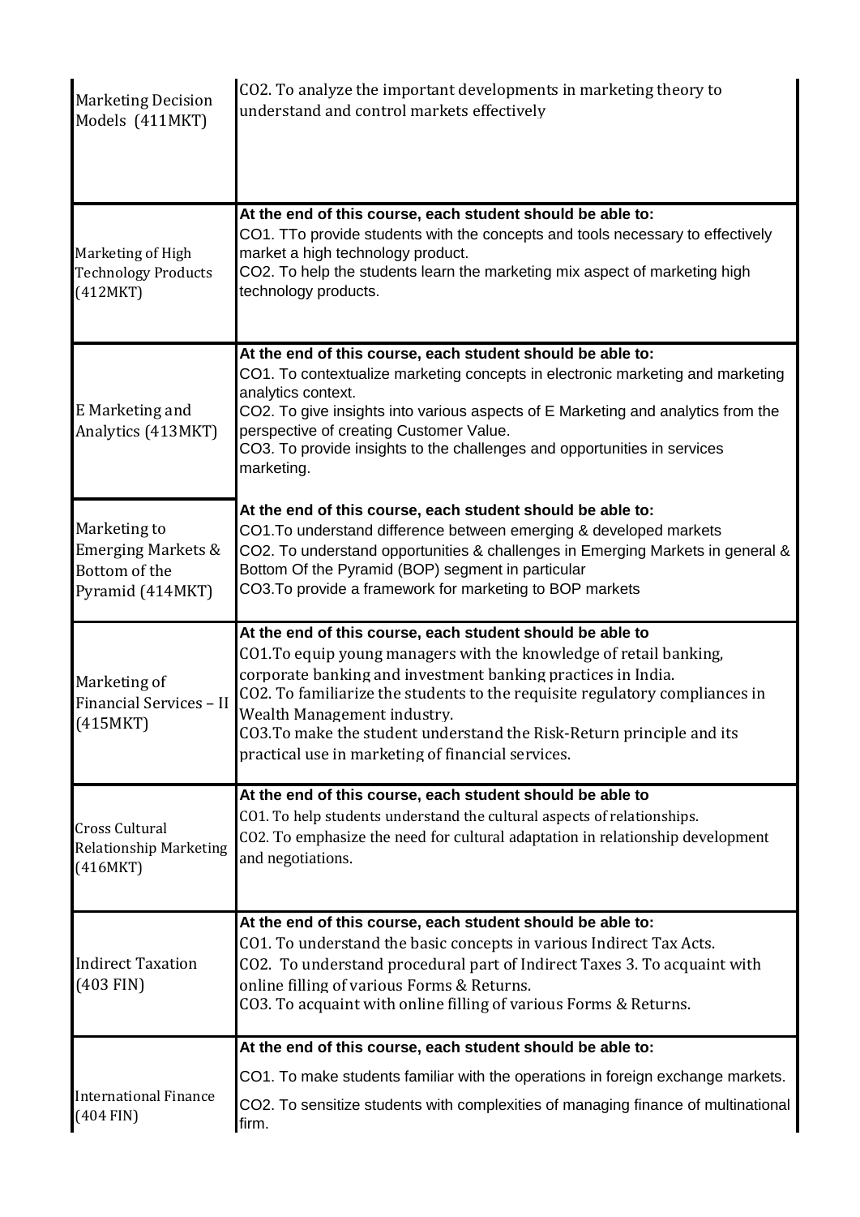| | |
|---|---|
| Marketing Decision Models (411MKT) | CO2. To analyze the important developments in marketing theory to understand and control markets effectively |
| Marketing of High Technology Products (412MKT) | **At the end of this course, each student should be able to:**<br>CO1. TTo provide students with the concepts and tools necessary to effectively market a high technology product.<br>CO2. To help the students learn the marketing mix aspect of marketing high technology products. |
| E Marketing and Analytics (413MKT) | **At the end of this course, each student should be able to:**<br>CO1. To contextualize marketing concepts in electronic marketing and marketing analytics context.<br>CO2. To give insights into various aspects of E Marketing and analytics from the perspective of creating Customer Value.<br>CO3. To provide insights to the challenges and opportunities in services marketing. |
| Marketing to Emerging Markets & Bottom of the Pyramid (414MKT) | **At the end of this course, each student should be able to:**<br>CO1.To understand difference between emerging & developed markets<br>CO2. To understand opportunities & challenges in Emerging Markets in general & Bottom Of the Pyramid (BOP) segment in particular<br>CO3.To provide a framework for marketing to BOP markets |
| Marketing of Financial Services – II (415MKT) | **At the end of this course, each student should be able to**<br>CO1.To equip young managers with the knowledge of retail banking, corporate banking and investment banking practices in India.<br>CO2. To familiarize the students to the requisite regulatory compliances in Wealth Management industry.<br>CO3.To make the student understand the Risk-Return principle and its practical use in marketing of financial services. |
| Cross Cultural Relationship Marketing (416MKT) | **At the end of this course, each student should be able to**<br>CO1. To help students understand the cultural aspects of relationships.<br>CO2. To emphasize the need for cultural adaptation in relationship development and negotiations. |
| Indirect Taxation (403 FIN) | **At the end of this course, each student should be able to:**<br>CO1. To understand the basic concepts in various Indirect Tax Acts.<br>CO2. To understand procedural part of Indirect Taxes 3. To acquaint with online filling of various Forms & Returns.<br>CO3. To acquaint with online filling of various Forms & Returns. |
| International Finance (404 FIN) | **At the end of this course, each student should be able to:**<br>CO1. To make students familiar with the operations in foreign exchange markets.<br>CO2. To sensitize students with complexities of managing finance of multinational firm. |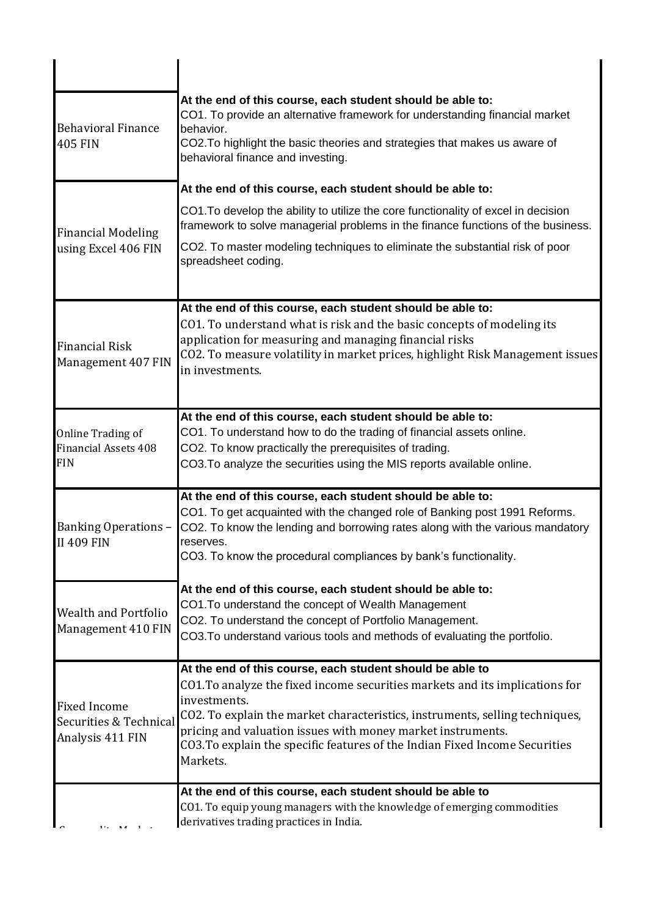| | |
|---|---|
| Behavioral Finance 405 FIN | **At the end of this course, each student should be able to:**<br>CO1. To provide an alternative framework for understanding financial market behavior.<br>CO2.To highlight the basic theories and strategies that makes us aware of behavioral finance and investing. |
| Financial Modeling using Excel 406 FIN | **At the end of this course, each student should be able to:**<br>CO1.To develop the ability to utilize the core functionality of excel in decision framework to solve managerial problems in the finance functions of the business.<br>CO2. To master modeling techniques to eliminate the substantial risk of poor spreadsheet coding. |
| Financial Risk Management 407 FIN | **At the end of this course, each student should be able to:**<br>CO1. To understand what is risk and the basic concepts of modeling its application for measuring and managing financial risks<br>CO2. To measure volatility in market prices, highlight Risk Management issues in investments. |
| Online Trading of Financial Assets 408 FIN | **At the end of this course, each student should be able to:**<br>CO1. To understand how to do the trading of financial assets online.<br>CO2. To know practically the prerequisites of trading.<br>CO3.To analyze the securities using the MIS reports available online. |
| Banking Operations – II 409 FIN | **At the end of this course, each student should be able to:**<br>CO1. To get acquainted with the changed role of Banking post 1991 Reforms.<br>CO2. To know the lending and borrowing rates along with the various mandatory reserves.<br>CO3. To know the procedural compliances by bank's functionality. |
| Wealth and Portfolio Management 410 FIN | **At the end of this course, each student should be able to:**<br>CO1.To understand the concept of Wealth Management<br>CO2. To understand the concept of Portfolio Management.<br>CO3.To understand various tools and methods of evaluating the portfolio. |
| Fixed Income Securities & Technical Analysis 411 FIN | **At the end of this course, each student should be able to**<br>CO1.To analyze the fixed income securities markets and its implications for investments.<br>CO2. To explain the market characteristics, instruments, selling techniques, pricing and valuation issues with money market instruments.<br>CO3.To explain the specific features of the Indian Fixed Income Securities Markets. |
| Commodity Markets | **At the end of this course, each student should be able to**<br>CO1. To equip young managers with the knowledge of emerging commodities derivatives trading practices in India. |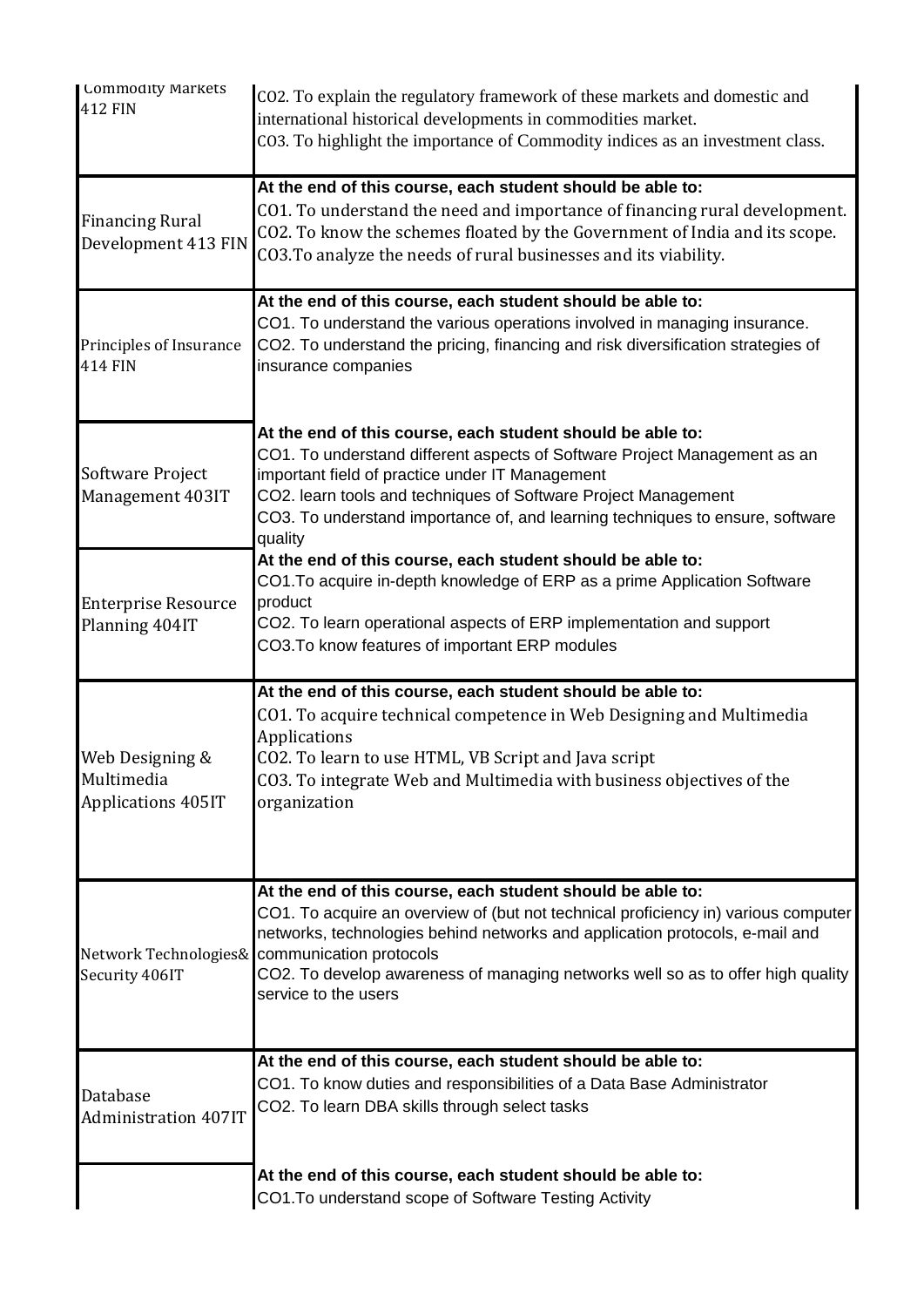| | |
|---|---|
| Commodity Markets 412 FIN | CO2. To explain the regulatory framework of these markets and domestic and international historical developments in commodities market.<br>CO3. To highlight the importance of Commodity indices as an investment class. |
| Financing Rural Development 413 FIN | **At the end of this course, each student should be able to:**<br>CO1. To understand the need and importance of financing rural development.<br>CO2. To know the schemes floated by the Government of India and its scope.<br>CO3.To analyze the needs of rural businesses and its viability. |
| Principles of Insurance 414 FIN | **At the end of this course, each student should be able to:**<br>CO1. To understand the various operations involved in managing insurance.<br>CO2. To understand the pricing, financing and risk diversification strategies of insurance companies |
| Software Project Management 403IT | **At the end of this course, each student should be able to:**<br>CO1. To understand different aspects of Software Project Management as an important field of practice under IT Management<br>CO2. learn tools and techniques of Software Project Management<br>CO3. To understand importance of, and learning techniques to ensure, software quality |
| Enterprise Resource Planning 404IT | **At the end of this course, each student should be able to:**<br>CO1.To acquire in-depth knowledge of ERP as a prime Application Software product<br>CO2. To learn operational aspects of ERP implementation and support<br>CO3.To know features of important ERP modules |
| Web Designing & Multimedia Applications 405IT | **At the end of this course, each student should be able to:**<br>CO1. To acquire technical competence in Web Designing and Multimedia Applications<br>CO2. To learn to use HTML, VB Script and Java script<br>CO3. To integrate Web and Multimedia with business objectives of the organization |
| Network Technologies& Security 406IT | **At the end of this course, each student should be able to:**<br>CO1. To acquire an overview of (but not technical proficiency in) various computer networks, technologies behind networks and application protocols, e-mail and communication protocols<br>CO2. To develop awareness of managing networks well so as to offer high quality service to the users |
| Database Administration 407IT | **At the end of this course, each student should be able to:**<br>CO1. To know duties and responsibilities of a Data Base Administrator<br>CO2. To learn DBA skills through select tasks |
| | **At the end of this course, each student should be able to:**<br>CO1.To understand scope of Software Testing Activity |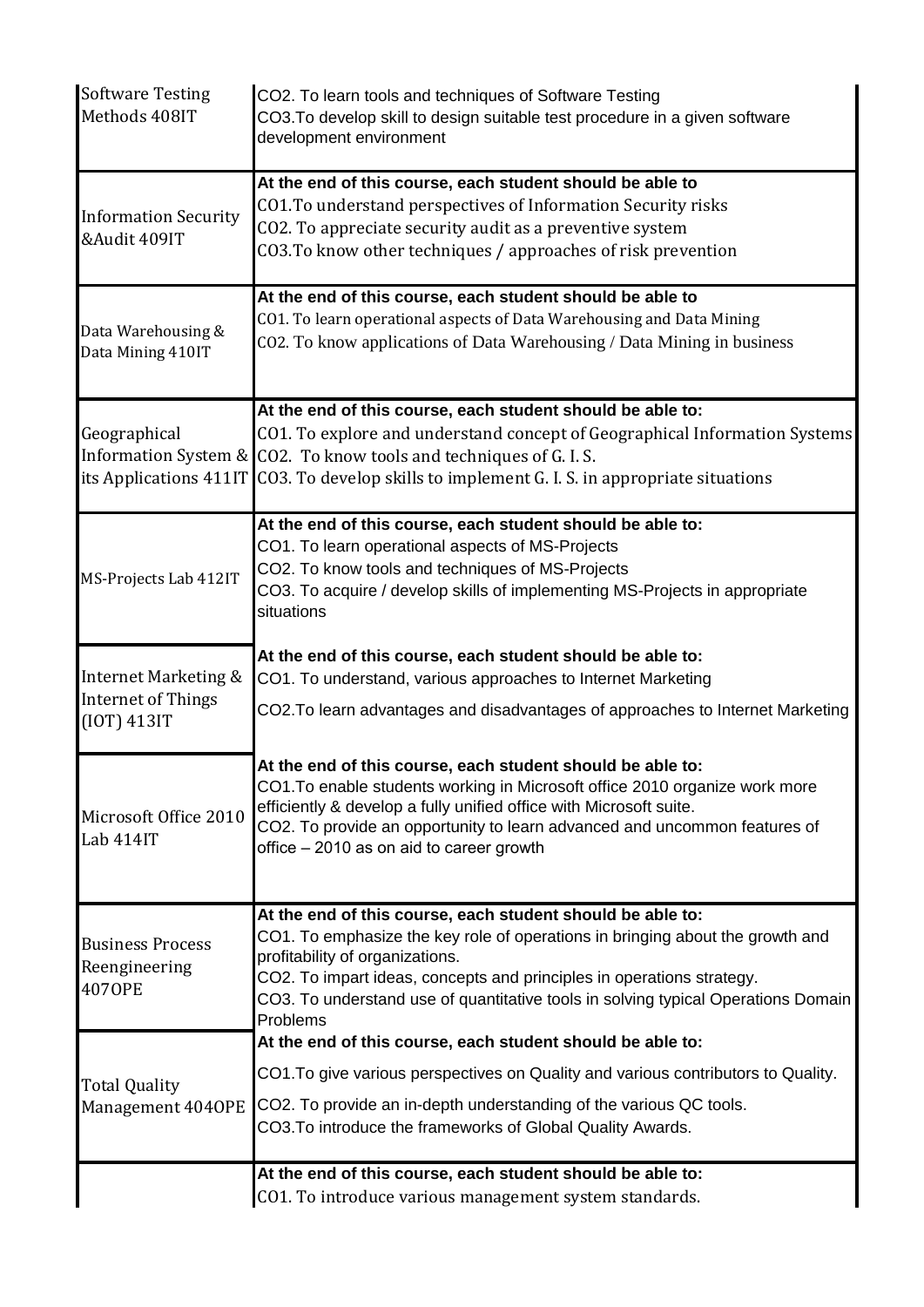| | |
|---|---|
| Software Testing Methods 408IT | CO2. To learn tools and techniques of Software Testing<br>CO3.To develop skill to design suitable test procedure in a given software development environment |
| Information Security &Audit 409IT | **At the end of this course, each student should be able to**<br>CO1.To understand perspectives of Information Security risks<br>CO2. To appreciate security audit as a preventive system<br>CO3.To know other techniques / approaches of risk prevention |
| Data Warehousing & Data Mining 410IT | **At the end of this course, each student should be able to**<br>CO1. To learn operational aspects of Data Warehousing and Data Mining<br>CO2. To know applications of Data Warehousing / Data Mining in business |
| Geographical Information System & its Applications 411IT | **At the end of this course, each student should be able to:**<br>CO1. To explore and understand concept of Geographical Information Systems<br>CO2. To know tools and techniques of G. I. S.<br>CO3. To develop skills to implement G. I. S. in appropriate situations |
| MS-Projects Lab 412IT | **At the end of this course, each student should be able to:**<br>CO1. To learn operational aspects of MS-Projects<br>CO2. To know tools and techniques of MS-Projects<br>CO3. To acquire / develop skills of implementing MS-Projects in appropriate situations |
| Internet Marketing & Internet of Things (IOT) 413IT | **At the end of this course, each student should be able to:**<br>CO1. To understand, various approaches to Internet Marketing<br>CO2.To learn advantages and disadvantages of approaches to Internet Marketing |
| Microsoft Office 2010 Lab 414IT | **At the end of this course, each student should be able to:**<br>CO1.To enable students working in Microsoft office 2010 organize work more efficiently & develop a fully unified office with Microsoft suite.<br>CO2. To provide an opportunity to learn advanced and uncommon features of office – 2010 as on aid to career growth |
| Business Process Reengineering 407OPE | **At the end of this course, each student should be able to:**<br>CO1. To emphasize the key role of operations in bringing about the growth and profitability of organizations.<br>CO2. To impart ideas, concepts and principles in operations strategy.<br>CO3. To understand use of quantitative tools in solving typical Operations Domain Problems |
| Total Quality Management 404OPE | **At the end of this course, each student should be able to:**<br>CO1.To give various perspectives on Quality and various contributors to Quality.<br>CO2. To provide an in-depth understanding of the various QC tools.<br>CO3.To introduce the frameworks of Global Quality Awards. |
| | **At the end of this course, each student should be able to:**<br>CO1. To introduce various management system standards. |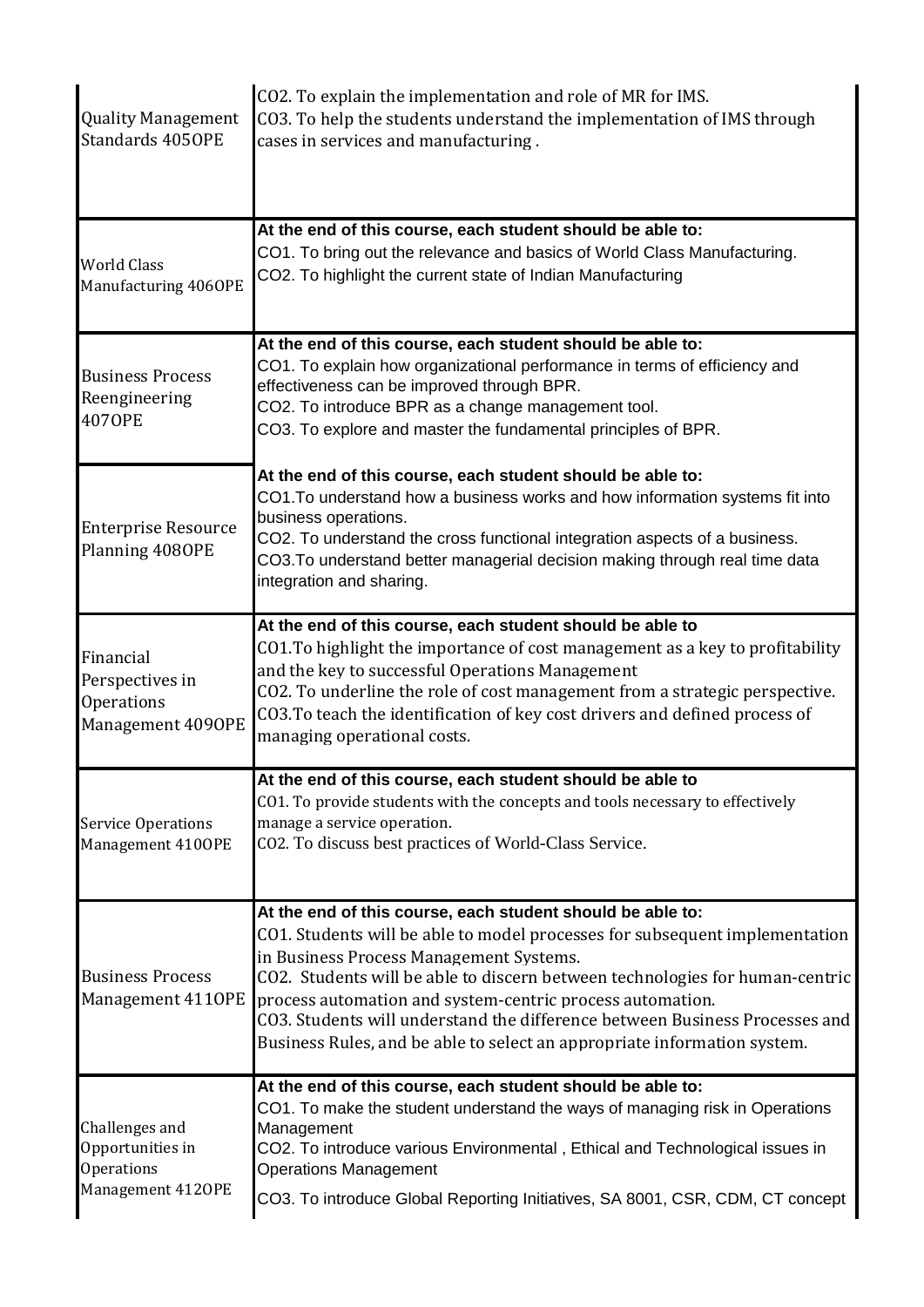| | |
|---|---|
| Quality Management Standards 405OPE | CO2. To explain the implementation and role of MR for IMS.<br>CO3. To help the students understand the implementation of IMS through cases in services and manufacturing . |
| World Class Manufacturing 406OPE | **At the end of this course, each student should be able to:**<br>CO1. To bring out the relevance and basics of World Class Manufacturing.<br>CO2. To highlight the current state of Indian Manufacturing |
| Business Process Reengineering 407OPE | **At the end of this course, each student should be able to:**<br>CO1. To explain how organizational performance in terms of efficiency and effectiveness can be improved through BPR.<br>CO2. To introduce BPR as a change management tool.<br>CO3. To explore and master the fundamental principles of BPR. |
| Enterprise Resource Planning 408OPE | **At the end of this course, each student should be able to:**<br>CO1.To understand how a business works and how information systems fit into business operations.<br>CO2. To understand the cross functional integration aspects of a business.<br>CO3.To understand better managerial decision making through real time data integration and sharing. |
| Financial Perspectives in Operations Management 409OPE | **At the end of this course, each student should be able to**<br>CO1.To highlight the importance of cost management as a key to profitability and the key to successful Operations Management<br>CO2. To underline the role of cost management from a strategic perspective.<br>CO3.To teach the identification of key cost drivers and defined process of managing operational costs. |
| Service Operations Management 410OPE | **At the end of this course, each student should be able to**<br>CO1. To provide students with the concepts and tools necessary to effectively manage a service operation.<br>CO2. To discuss best practices of World-Class Service. |
| Business Process Management 411OPE | **At the end of this course, each student should be able to:**<br>CO1. Students will be able to model processes for subsequent implementation in Business Process Management Systems.<br>CO2. Students will be able to discern between technologies for human-centric process automation and system-centric process automation.<br>CO3. Students will understand the difference between Business Processes and Business Rules, and be able to select an appropriate information system. |
| Challenges and Opportunities in Operations Management 412OPE | **At the end of this course, each student should be able to:**<br>CO1. To make the student understand the ways of managing risk in Operations Management<br>CO2. To introduce various Environmental , Ethical and Technological issues in Operations Management<br>CO3. To introduce Global Reporting Initiatives, SA 8001, CSR, CDM, CT concept |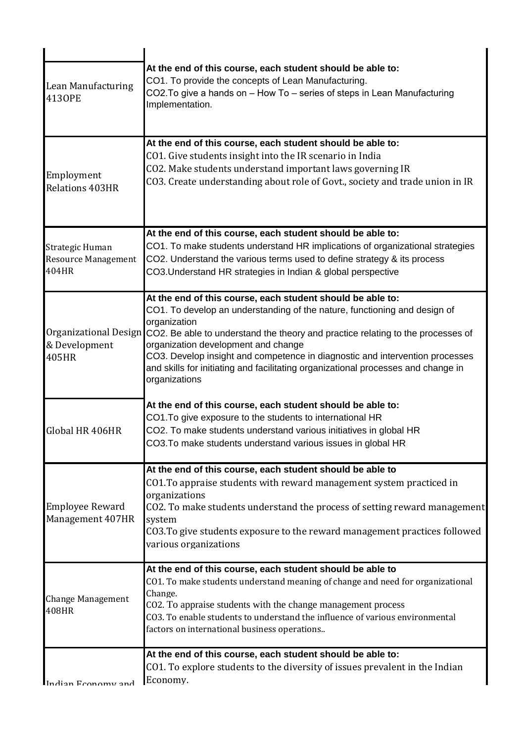| | |
|---|---|
| | |
| Lean Manufacturing 413OPE | **At the end of this course, each student should be able to:**<br>CO1. To provide the concepts of Lean Manufacturing.<br>CO2.To give a hands on – How To – series of steps in Lean Manufacturing Implementation. |
| Employment Relations 403HR | **At the end of this course, each student should be able to:**<br>CO1. Give students insight into the IR scenario in India<br>CO2. Make students understand important laws governing IR<br>CO3. Create understanding about role of Govt., society and trade union in IR |
| Strategic Human Resource Management 404HR | **At the end of this course, each student should be able to:**<br>CO1. To make students understand HR implications of organizational strategies<br>CO2. Understand the various terms used to define strategy & its process<br>CO3.Understand HR strategies in Indian & global perspective |
| Organizational Design & Development 405HR | **At the end of this course, each student should be able to:**<br>CO1. To develop an understanding of the nature, functioning and design of organization<br>CO2. Be able to understand the theory and practice relating to the processes of organization development and change<br>CO3. Develop insight and competence in diagnostic and intervention processes and skills for initiating and facilitating organizational processes and change in organizations |
| Global HR 406HR | **At the end of this course, each student should be able to:**<br>CO1.To give exposure to the students to international HR<br>CO2. To make students understand various initiatives in global HR<br>CO3.To make students understand various issues in global HR |
| Employee Reward Management 407HR | **At the end of this course, each student should be able to**<br>CO1.To appraise students with reward management system practiced in organizations<br>CO2. To make students understand the process of setting reward management system<br>CO3.To give students exposure to the reward management practices followed various organizations |
| Change Management 408HR | **At the end of this course, each student should be able to**<br>CO1. To make students understand meaning of change and need for organizational Change.<br>CO2. To appraise students with the change management process<br>CO3. To enable students to understand the influence of various environmental factors on international business operations.. |
| Indian Economy and | **At the end of this course, each student should be able to:**<br>CO1. To explore students to the diversity of issues prevalent in the Indian Economy. |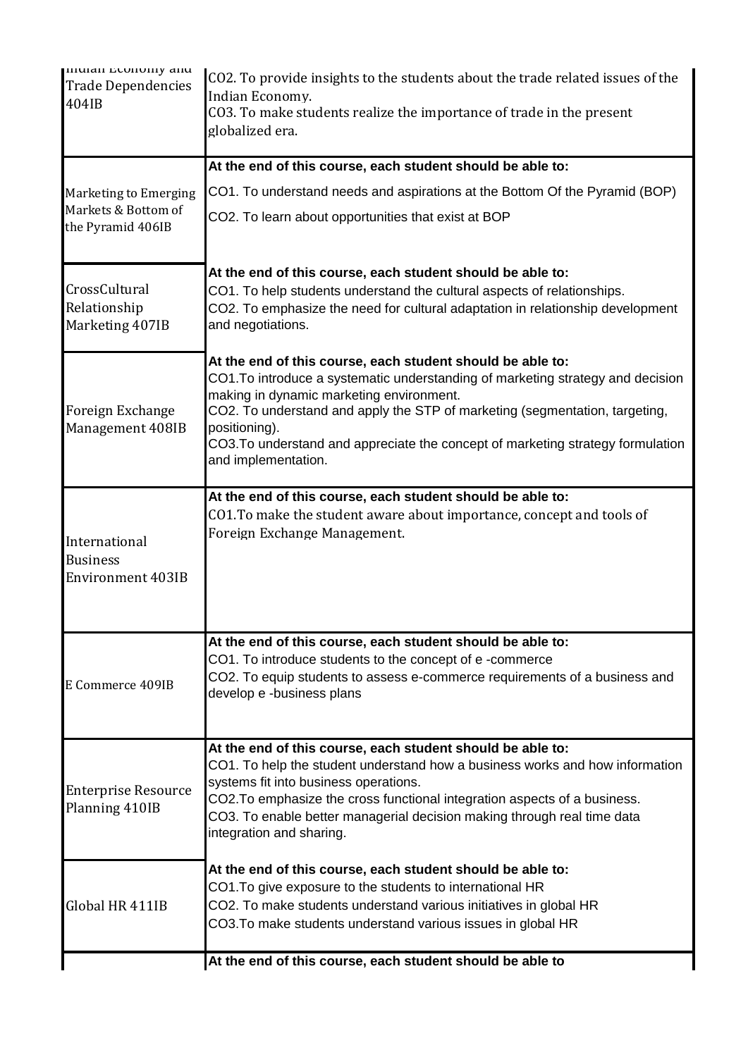| | |
|---|---|
| Indian Economy and Trade Dependencies 404IB | CO2. To provide insights to the students about the trade related issues of the Indian Economy.<br>CO3. To make students realize the importance of trade in the present globalized era. |
| Marketing to Emerging Markets & Bottom of the Pyramid 406IB | **At the end of this course, each student should be able to:**<br>CO1. To understand needs and aspirations at the Bottom Of the Pyramid (BOP)<br>CO2. To learn about opportunities that exist at BOP |
| CrossCultural Relationship Marketing 407IB | **At the end of this course, each student should be able to:**<br>CO1. To help students understand the cultural aspects of relationships.<br>CO2. To emphasize the need for cultural adaptation in relationship development and negotiations. |
| Foreign Exchange Management 408IB | **At the end of this course, each student should be able to:**<br>CO1.To introduce a systematic understanding of marketing strategy and decision making in dynamic marketing environment.<br>CO2. To understand and apply the STP of marketing (segmentation, targeting, positioning).<br>CO3.To understand and appreciate the concept of marketing strategy formulation and implementation. |
| International Business Environment 403IB | **At the end of this course, each student should be able to:**<br>CO1.To make the student aware about importance, concept and tools of Foreign Exchange Management. |
| E Commerce 409IB | **At the end of this course, each student should be able to:**<br>CO1. To introduce students to the concept of e -commerce<br>CO2. To equip students to assess e-commerce requirements of a business and develop e -business plans |
| Enterprise Resource Planning 410IB | **At the end of this course, each student should be able to:**<br>CO1. To help the student understand how a business works and how information systems fit into business operations.<br>CO2.To emphasize the cross functional integration aspects of a business.<br>CO3. To enable better managerial decision making through real time data integration and sharing. |
| Global HR 411IB | **At the end of this course, each student should be able to:**<br>CO1.To give exposure to the students to international HR<br>CO2. To make students understand various initiatives in global HR<br>CO3.To make students understand various issues in global HR |
| | **At the end of this course, each student should be able to** |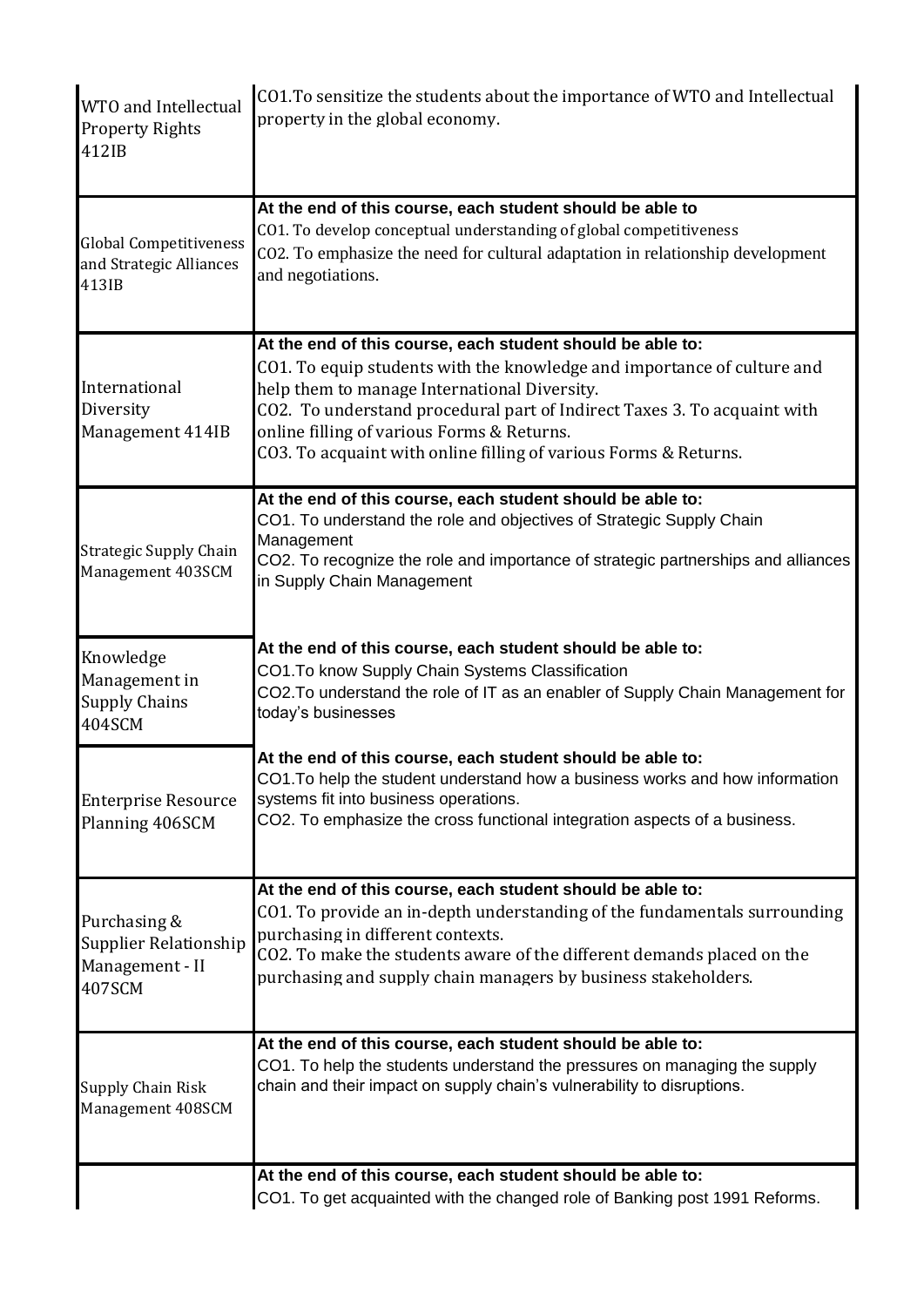| | |
|---|---|
| WTO and Intellectual Property Rights 412IB | CO1.To sensitize the students about the importance of WTO and Intellectual property in the global economy. |
| Global Competitiveness and Strategic Alliances 413IB | **At the end of this course, each student should be able to**<br>CO1. To develop conceptual understanding of global competitiveness<br>CO2. To emphasize the need for cultural adaptation in relationship development and negotiations. |
| International Diversity Management 414IB | **At the end of this course, each student should be able to:**<br>CO1. To equip students with the knowledge and importance of culture and help them to manage International Diversity.<br>CO2. To understand procedural part of Indirect Taxes 3. To acquaint with online filling of various Forms & Returns.<br>CO3. To acquaint with online filling of various Forms & Returns. |
| Strategic Supply Chain Management 403SCM | **At the end of this course, each student should be able to:**<br>CO1. To understand the role and objectives of Strategic Supply Chain Management<br>CO2. To recognize the role and importance of strategic partnerships and alliances in Supply Chain Management |
| Knowledge Management in Supply Chains 404SCM | **At the end of this course, each student should be able to:**<br>CO1.To know Supply Chain Systems Classification<br>CO2.To understand the role of IT as an enabler of Supply Chain Management for today's businesses |
| Enterprise Resource Planning 406SCM | **At the end of this course, each student should be able to:**<br>CO1.To help the student understand how a business works and how information systems fit into business operations.<br>CO2. To emphasize the cross functional integration aspects of a business. |
| Purchasing & Supplier Relationship Management - II 407SCM | **At the end of this course, each student should be able to:**<br>CO1. To provide an in-depth understanding of the fundamentals surrounding purchasing in different contexts.<br>CO2. To make the students aware of the different demands placed on the purchasing and supply chain managers by business stakeholders. |
| Supply Chain Risk Management 408SCM | **At the end of this course, each student should be able to:**<br>CO1. To help the students understand the pressures on managing the supply chain and their impact on supply chain's vulnerability to disruptions. |
| | **At the end of this course, each student should be able to:**<br>CO1. To get acquainted with the changed role of Banking post 1991 Reforms. |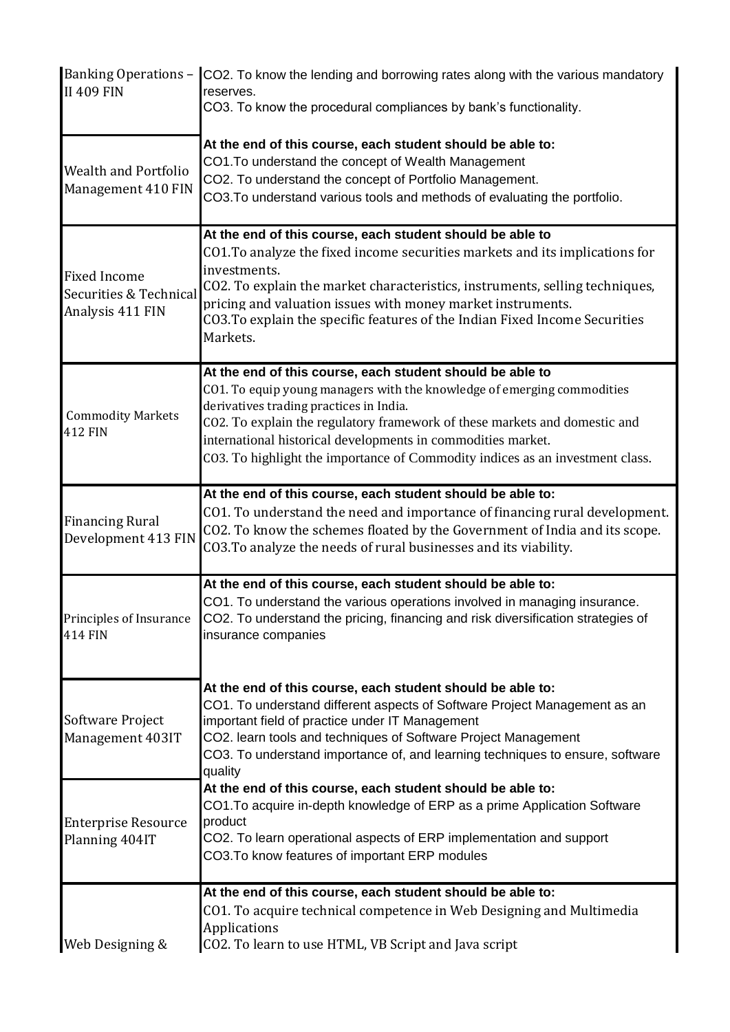| | |
|---|---|
| Banking Operations – II 409 FIN | CO2. To know the lending and borrowing rates along with the various mandatory reserves.<br>CO3. To know the procedural compliances by bank's functionality. |
| Wealth and Portfolio Management 410 FIN | **At the end of this course, each student should be able to:**<br>CO1.To understand the concept of Wealth Management<br>CO2. To understand the concept of Portfolio Management.<br>CO3.To understand various tools and methods of evaluating the portfolio. |
| Fixed Income Securities & Technical Analysis 411 FIN | **At the end of this course, each student should be able to**<br>CO1.To analyze the fixed income securities markets and its implications for investments.<br>CO2. To explain the market characteristics, instruments, selling techniques, pricing and valuation issues with money market instruments.<br>CO3.To explain the specific features of the Indian Fixed Income Securities Markets. |
| Commodity Markets 412 FIN | **At the end of this course, each student should be able to**<br>CO1. To equip young managers with the knowledge of emerging commodities derivatives trading practices in India.<br>CO2. To explain the regulatory framework of these markets and domestic and international historical developments in commodities market.<br>CO3. To highlight the importance of Commodity indices as an investment class. |
| Financing Rural Development 413 FIN | **At the end of this course, each student should be able to:**<br>CO1. To understand the need and importance of financing rural development.<br>CO2. To know the schemes floated by the Government of India and its scope.<br>CO3.To analyze the needs of rural businesses and its viability. |
| Principles of Insurance 414 FIN | **At the end of this course, each student should be able to:**<br>CO1. To understand the various operations involved in managing insurance.<br>CO2. To understand the pricing, financing and risk diversification strategies of insurance companies |
| Software Project Management 403IT | **At the end of this course, each student should be able to:**<br>CO1. To understand different aspects of Software Project Management as an important field of practice under IT Management<br>CO2. learn tools and techniques of Software Project Management<br>CO3. To understand importance of, and learning techniques to ensure, software quality |
| Enterprise Resource Planning 404IT | **At the end of this course, each student should be able to:**<br>CO1.To acquire in-depth knowledge of ERP as a prime Application Software product<br>CO2. To learn operational aspects of ERP implementation and support<br>CO3.To know features of important ERP modules |
| Web Designing & | **At the end of this course, each student should be able to:**<br>CO1. To acquire technical competence in Web Designing and Multimedia Applications<br>CO2. To learn to use HTML, VB Script and Java script |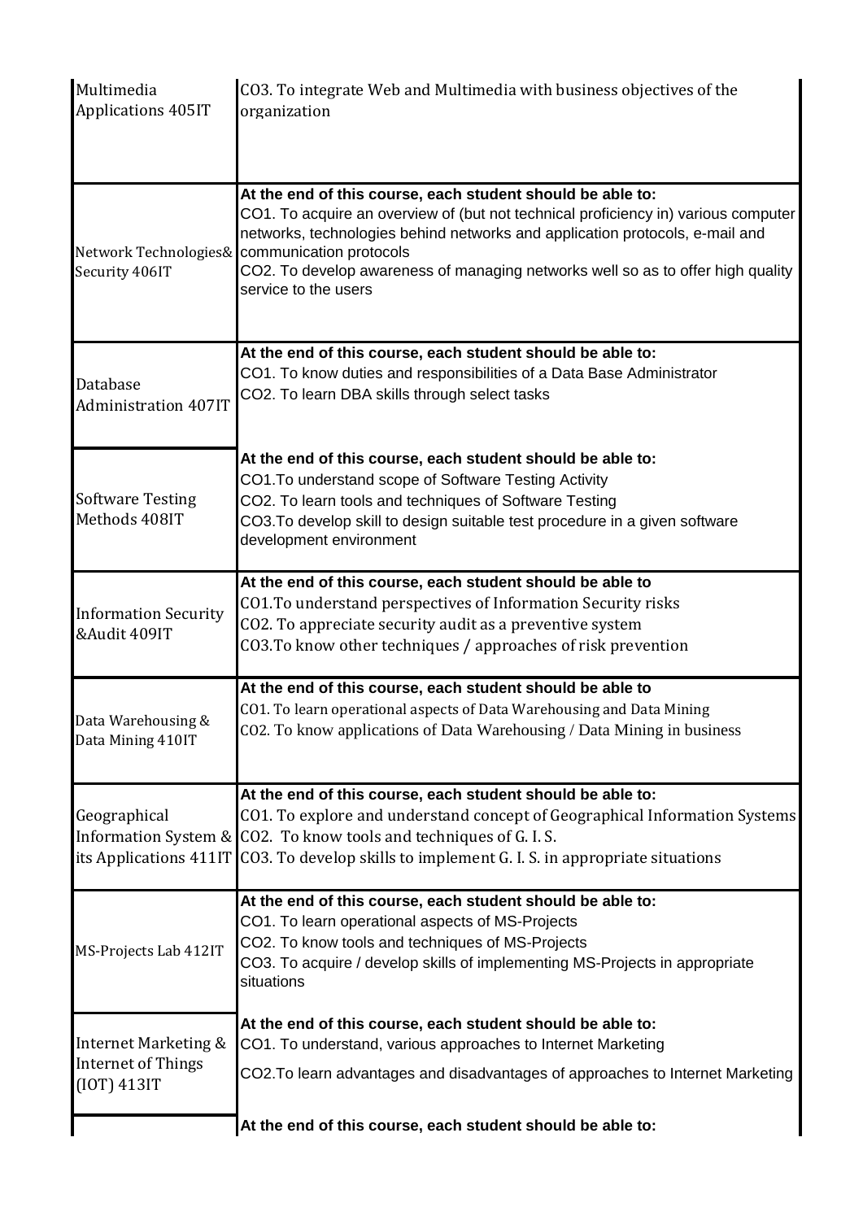| | |
|---|---|
| Multimedia Applications 405IT | CO3. To integrate Web and Multimedia with business objectives of the organization |
| Network Technologies& Security 406IT | **At the end of this course, each student should be able to:**<br>CO1. To acquire an overview of (but not technical proficiency in) various computer networks, technologies behind networks and application protocols, e-mail and communication protocols<br>CO2. To develop awareness of managing networks well so as to offer high quality service to the users |
| Database Administration 407IT | **At the end of this course, each student should be able to:**<br>CO1. To know duties and responsibilities of a Data Base Administrator<br>CO2. To learn DBA skills through select tasks |
| Software Testing Methods 408IT | **At the end of this course, each student should be able to:**<br>CO1.To understand scope of Software Testing Activity<br>CO2. To learn tools and techniques of Software Testing<br>CO3.To develop skill to design suitable test procedure in a given software development environment |
| Information Security &Audit 409IT | **At the end of this course, each student should be able to**<br>CO1.To understand perspectives of Information Security risks<br>CO2. To appreciate security audit as a preventive system<br>CO3.To know other techniques / approaches of risk prevention |
| Data Warehousing & Data Mining 410IT | **At the end of this course, each student should be able to**<br>CO1. To learn operational aspects of Data Warehousing and Data Mining<br>CO2. To know applications of Data Warehousing / Data Mining in business |
| Geographical Information System & its Applications 411IT | **At the end of this course, each student should be able to:**<br>CO1. To explore and understand concept of Geographical Information Systems<br>CO2. To know tools and techniques of G. I. S.<br>CO3. To develop skills to implement G. I. S. in appropriate situations |
| MS-Projects Lab 412IT | **At the end of this course, each student should be able to:**<br>CO1. To learn operational aspects of MS-Projects<br>CO2. To know tools and techniques of MS-Projects<br>CO3. To acquire / develop skills of implementing MS-Projects in appropriate situations |
| Internet Marketing & Internet of Things (IOT) 413IT | **At the end of this course, each student should be able to:**<br>CO1. To understand, various approaches to Internet Marketing<br>CO2.To learn advantages and disadvantages of approaches to Internet Marketing |
| | **At the end of this course, each student should be able to:** |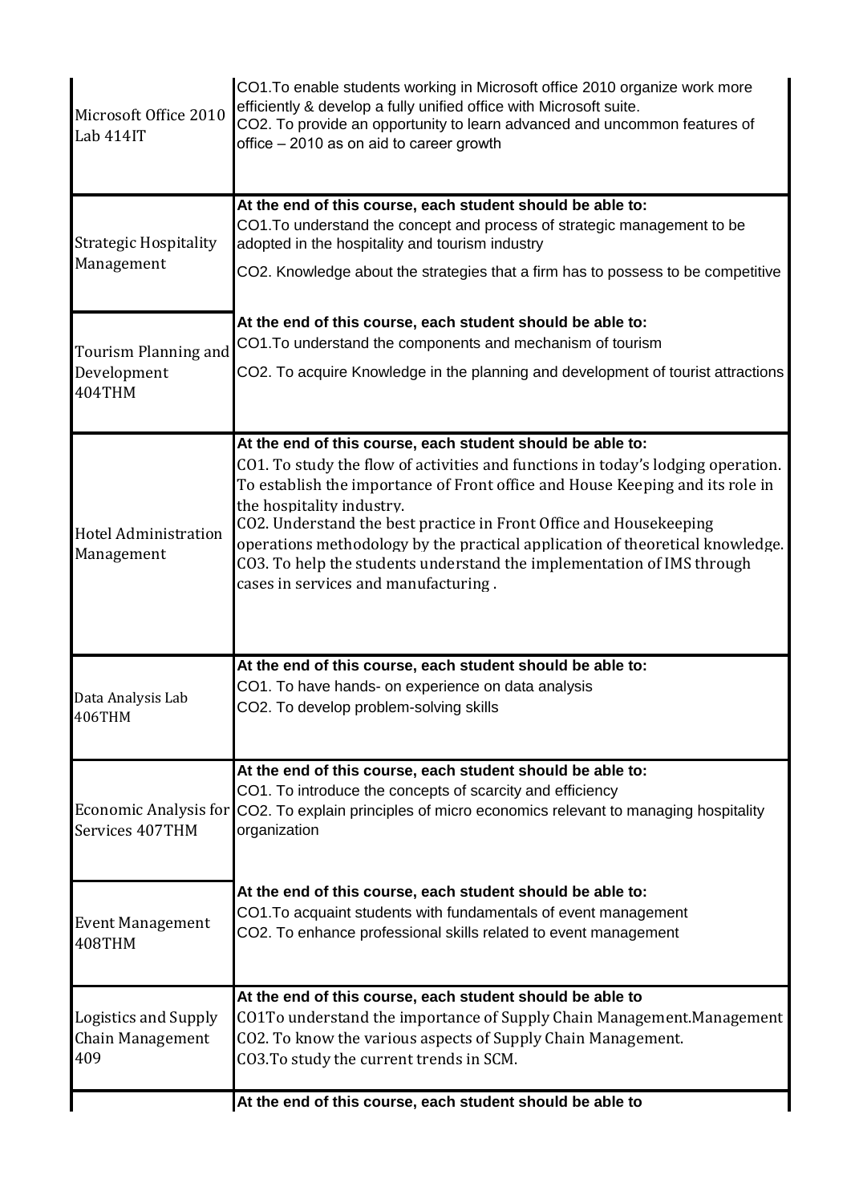| | |
|---|---|
| Microsoft Office 2010 Lab 414IT | CO1.To enable students working in Microsoft office 2010 organize work more efficiently & develop a fully unified office with Microsoft suite.<br>CO2. To provide an opportunity to learn advanced and uncommon features of office – 2010 as on aid to career growth |
| Strategic Hospitality Management | **At the end of this course, each student should be able to:**<br>CO1.To understand the concept and process of strategic management to be adopted in the hospitality and tourism industry<br>CO2. Knowledge about the strategies that a firm has to possess to be competitive |
| Tourism Planning and Development 404THM | **At the end of this course, each student should be able to:**<br>CO1.To understand the components and mechanism of tourism<br>CO2. To acquire Knowledge in the planning and development of tourist attractions |
| Hotel Administration Management | **At the end of this course, each student should be able to:**<br>CO1. To study the flow of activities and functions in today's lodging operation. To establish the importance of Front office and House Keeping and its role in the hospitality industry.<br>CO2. Understand the best practice in Front Office and Housekeeping operations methodology by the practical application of theoretical knowledge.<br>CO3. To help the students understand the implementation of IMS through cases in services and manufacturing . |
| Data Analysis Lab 406THM | **At the end of this course, each student should be able to:**<br>CO1. To have hands- on experience on data analysis<br>CO2. To develop problem-solving skills |
| Economic Analysis for Services 407THM | **At the end of this course, each student should be able to:**<br>CO1. To introduce the concepts of scarcity and efficiency<br>CO2. To explain principles of micro economics relevant to managing hospitality organization |
| Event Management 408THM | **At the end of this course, each student should be able to:**<br>CO1.To acquaint students with fundamentals of event management<br>CO2. To enhance professional skills related to event management |
| Logistics and Supply Chain Management 409 | **At the end of this course, each student should be able to**<br>CO1To understand the importance of Supply Chain Management.Management<br>CO2. To know the various aspects of Supply Chain Management.<br>CO3.To study the current trends in SCM. |
| | **At the end of this course, each student should be able to** |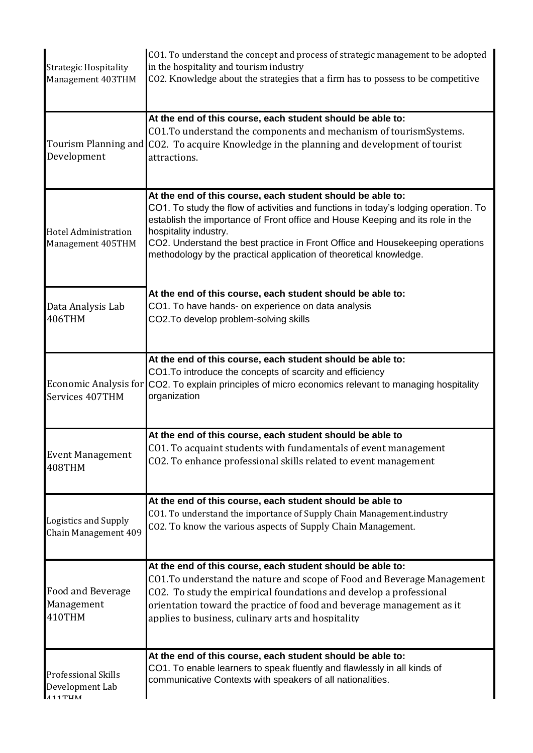| | |
|---|---|
| Strategic Hospitality Management 403THM | CO1. To understand the concept and process of strategic management to be adopted in the hospitality and tourism industry<br>CO2. Knowledge about the strategies that a firm has to possess to be competitive |
| Tourism Planning and Development | **At the end of this course, each student should be able to:**<br>CO1.To understand the components and mechanism of tourismSystems.<br>CO2. To acquire Knowledge in the planning and development of tourist attractions. |
| Hotel Administration Management 405THM | **At the end of this course, each student should be able to:**<br>CO1. To study the flow of activities and functions in today's lodging operation. To establish the importance of Front office and House Keeping and its role in the hospitality industry.<br>CO2. Understand the best practice in Front Office and Housekeeping operations methodology by the practical application of theoretical knowledge. |
| Data Analysis Lab 406THM | **At the end of this course, each student should be able to:**<br>CO1. To have hands- on experience on data analysis<br>CO2.To develop problem-solving skills |
| Economic Analysis for Services 407THM | **At the end of this course, each student should be able to:**<br>CO1.To introduce the concepts of scarcity and efficiency<br>CO2. To explain principles of micro economics relevant to managing hospitality organization |
| Event Management 408THM | **At the end of this course, each student should be able to**<br>CO1. To acquaint students with fundamentals of event management<br>CO2. To enhance professional skills related to event management |
| Logistics and Supply Chain Management 409 | **At the end of this course, each student should be able to**<br>CO1. To understand the importance of Supply Chain Management.industry<br>CO2. To know the various aspects of Supply Chain Management. |
| Food and Beverage Management 410THM | **At the end of this course, each student should be able to:**<br>CO1.To understand the nature and scope of Food and Beverage Management<br>CO2. To study the empirical foundations and develop a professional orientation toward the practice of food and beverage management as it applies to business, culinary arts and hospitality |
| Professional Skills Development Lab 411THM | **At the end of this course, each student should be able to:**<br>CO1. To enable learners to speak fluently and flawlessly in all kinds of communicative Contexts with speakers of all nationalities. |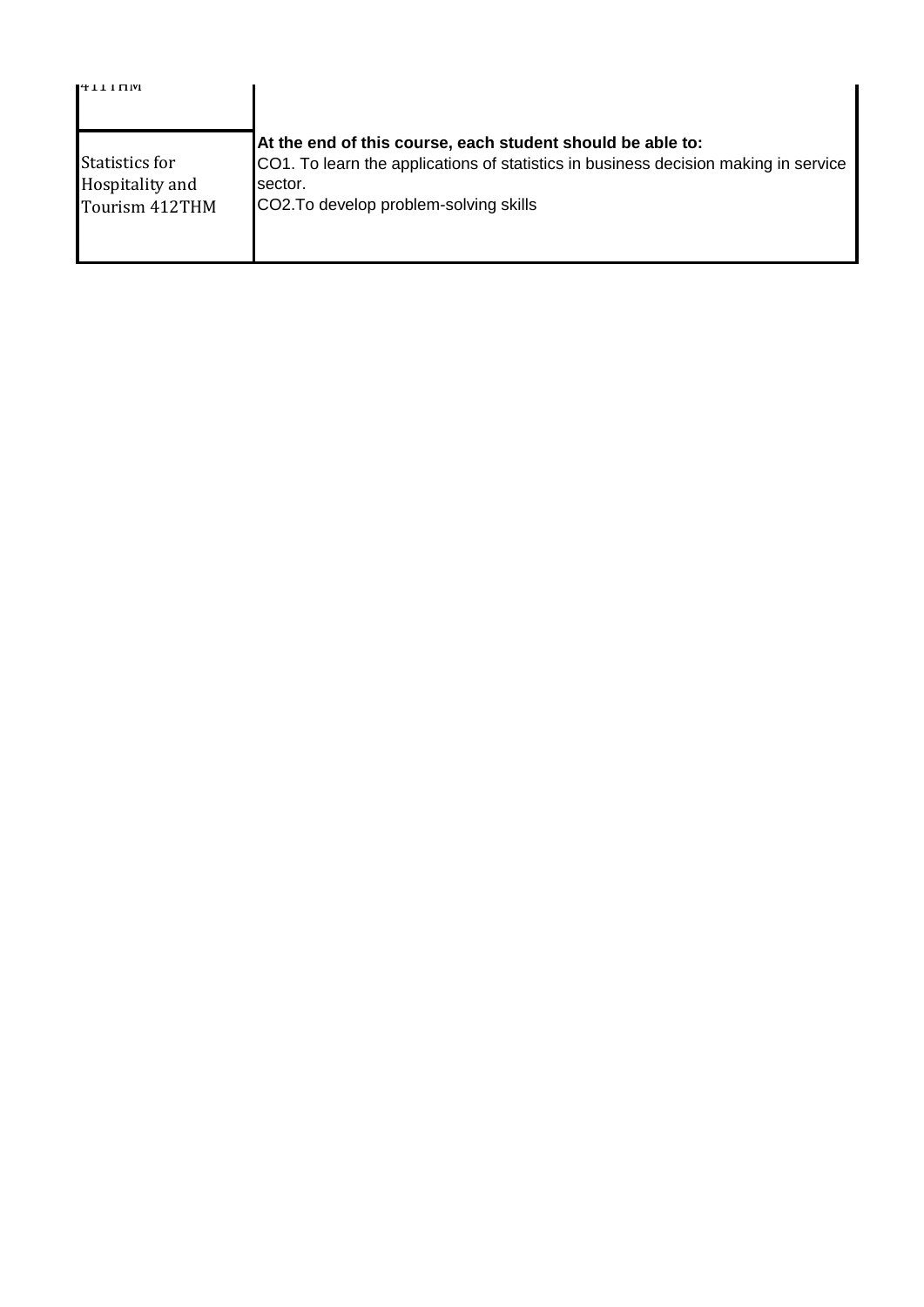| | |
|---|---|
| 411THM | |
| Statistics for Hospitality and Tourism 412THM | **At the end of this course, each student should be able to:**<br>CO1. To learn the applications of statistics in business decision making in service sector.<br>CO2.To develop problem-solving skills |